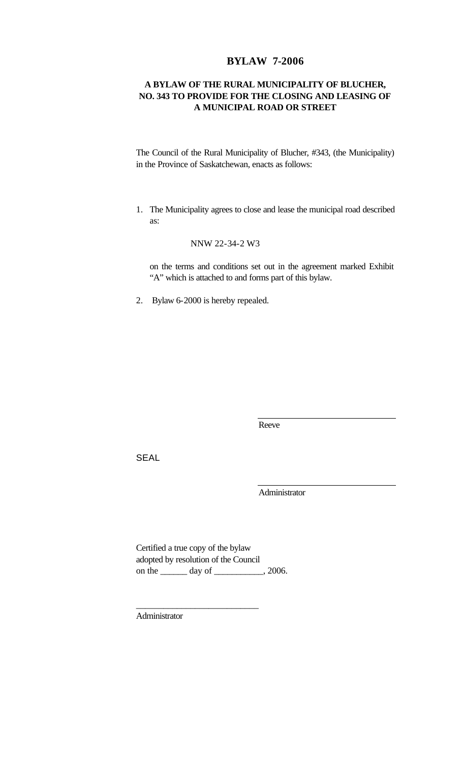# BYLAW 7-2006

## A BYLAW OF THE RURAL MUNICIPALITY OF BLUCHER, NO. 343 TO PROVIDE FOR THE CLOSING AND LEASING OF A MUNICIPAL ROAD OR STREET

The Council of the Rural Municipality of Blucher, #343, (the Municipality) in the Province of Saskatchewan, enacts as follows:

1. The Municipality agrees to close and lease the municipal road described as:

   NNW 22-34-2 W3

   on the terms and conditions set out in the agreement marked Exhibit "A" which is attached to and forms part of this bylaw.

2. Bylaw 6-2000 is hereby repealed.

\_\_\_\_\_\_\_\_\_\_\_\_\_\_\_\_\_\_\_\_\_\_\_\_\_\_\_\_
Reeve

SEAL

\_\_\_\_\_\_\_\_\_\_\_\_\_\_\_\_\_\_\_\_\_\_\_\_\_\_\_\_
Administrator

Certified a true copy of the bylaw
adopted by resolution of the Council
on the \_\_\_\_\_\_ day of \_\_\_\_\_\_\_\_\_\_\_, 2006.

\_\_\_\_\_\_\_\_\_\_\_\_\_\_\_\_\_\_\_\_\_\_\_\_\_\_\_\_
Administrator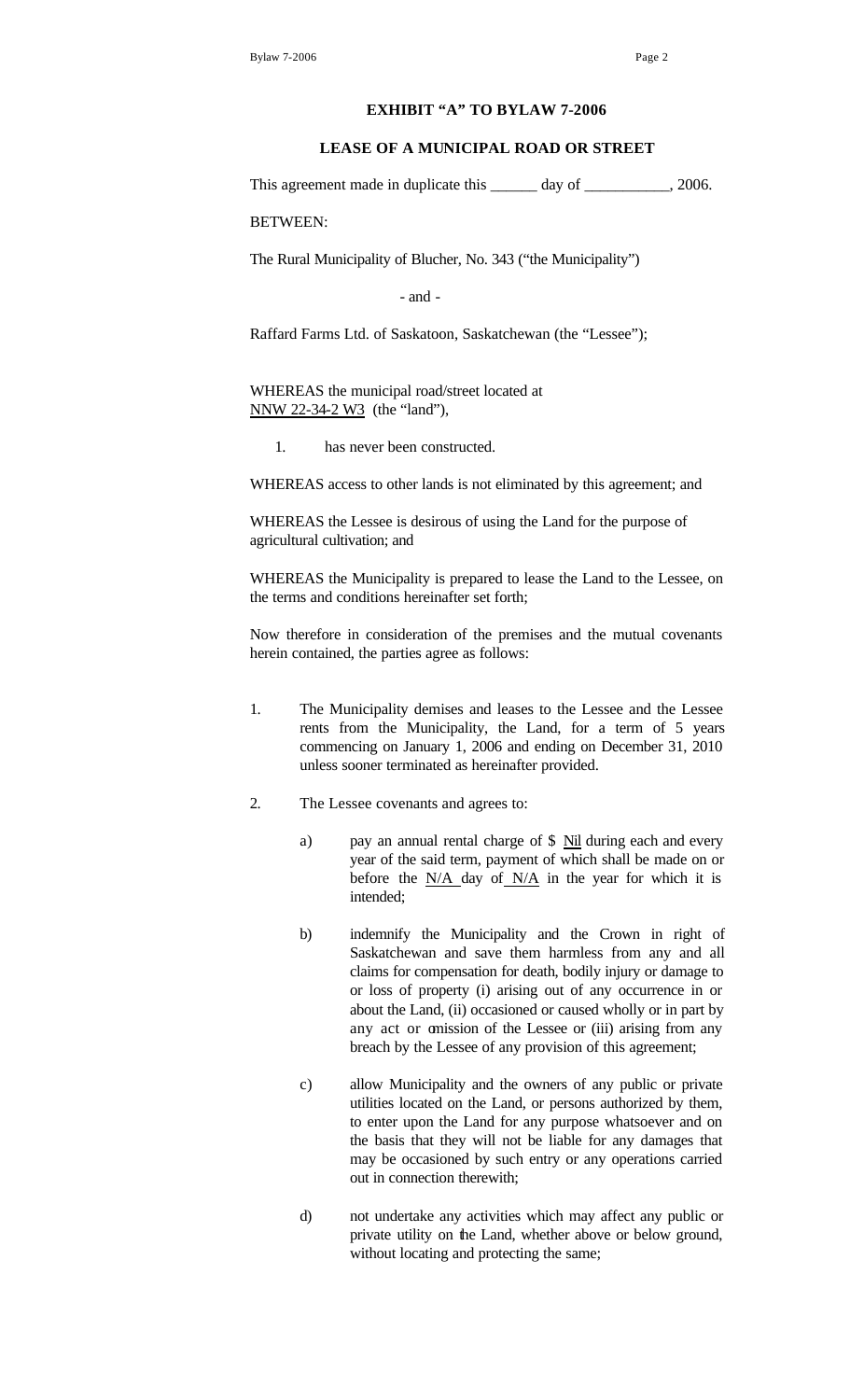**EXHIBIT "A" TO BYLAW 7-2006**

**LEASE OF A MUNICIPAL ROAD OR STREET**

This agreement made in duplicate this ______ day of ___________, 2006.

BETWEEN:

The Rural Municipality of Blucher, No. 343 ("the Municipality")

- and -

Raffard Farms Ltd. of Saskatoon, Saskatchewan (the "Lessee");

WHEREAS the municipal road/street located at NNW 22-34-2 W3 (the "land"),

1. has never been constructed.

WHEREAS access to other lands is not eliminated by this agreement; and

WHEREAS the Lessee is desirous of using the Land for the purpose of agricultural cultivation; and

WHEREAS the Municipality is prepared to lease the Land to the Lessee, on the terms and conditions hereinafter set forth;

Now therefore in consideration of the premises and the mutual covenants herein contained, the parties agree as follows:

1. The Municipality demises and leases to the Lessee and the Lessee rents from the Municipality, the Land, for a term of 5 years commencing on January 1, 2006 and ending on December 31, 2010 unless sooner terminated as hereinafter provided.

2. The Lessee covenants and agrees to:

   a) pay an annual rental charge of $ Nil during each and every year of the said term, payment of which shall be made on or before the N/A day of N/A in the year for which it is intended;

   b) indemnify the Municipality and the Crown in right of Saskatchewan and save them harmless from any and all claims for compensation for death, bodily injury or damage to or loss of property (i) arising out of any occurrence in or about the Land, (ii) occasioned or caused wholly or in part by any act or omission of the Lessee or (iii) arising from any breach by the Lessee of any provision of this agreement;

   c) allow Municipality and the owners of any public or private utilities located on the Land, or persons authorized by them, to enter upon the Land for any purpose whatsoever and on the basis that they will not be liable for any damages that may be occasioned by such entry or any operations carried out in connection therewith;

   d) not undertake any activities which may affect any public or private utility on the Land, whether above or below ground, without locating and protecting the same;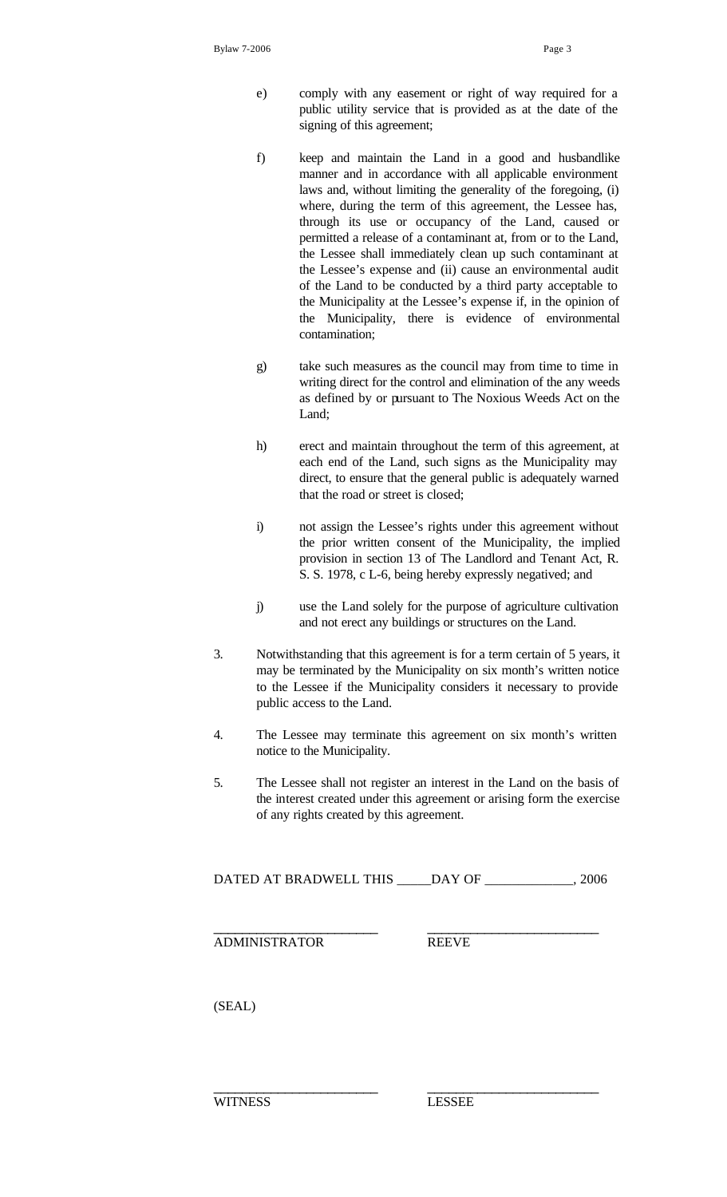e) comply with any easement or right of way required for a public utility service that is provided as at the date of the signing of this agreement;

f) keep and maintain the Land in a good and husbandlike manner and in accordance with all applicable environment laws and, without limiting the generality of the foregoing, (i) where, during the term of this agreement, the Lessee has, through its use or occupancy of the Land, caused or permitted a release of a contaminant at, from or to the Land, the Lessee shall immediately clean up such contaminant at the Lessee's expense and (ii) cause an environmental audit of the Land to be conducted by a third party acceptable to the Municipality at the Lessee's expense if, in the opinion of the Municipality, there is evidence of environmental contamination;

g) take such measures as the council may from time to time in writing direct for the control and elimination of the any weeds as defined by or pursuant to The Noxious Weeds Act on the Land;

h) erect and maintain throughout the term of this agreement, at each end of the Land, such signs as the Municipality may direct, to ensure that the general public is adequately warned that the road or street is closed;

i) not assign the Lessee's rights under this agreement without the prior written consent of the Municipality, the implied provision in section 13 of The Landlord and Tenant Act, R. S. S. 1978, c L-6, being hereby expressly negatived; and

j) use the Land solely for the purpose of agriculture cultivation and not erect any buildings or structures on the Land.

3. Notwithstanding that this agreement is for a term certain of 5 years, it may be terminated by the Municipality on six month's written notice to the Lessee if the Municipality considers it necessary to provide public access to the Land.

4. The Lessee may terminate this agreement on six month's written notice to the Municipality.

5. The Lessee shall not register an interest in the Land on the basis of the interest created under this agreement or arising form the exercise of any rights created by this agreement.

DATED AT BRADWELL THIS _____DAY OF _____________, 2006

_______________________ _______________________
ADMINISTRATOR REEVE

(SEAL)

_______________________ _______________________
WITNESS LESSEE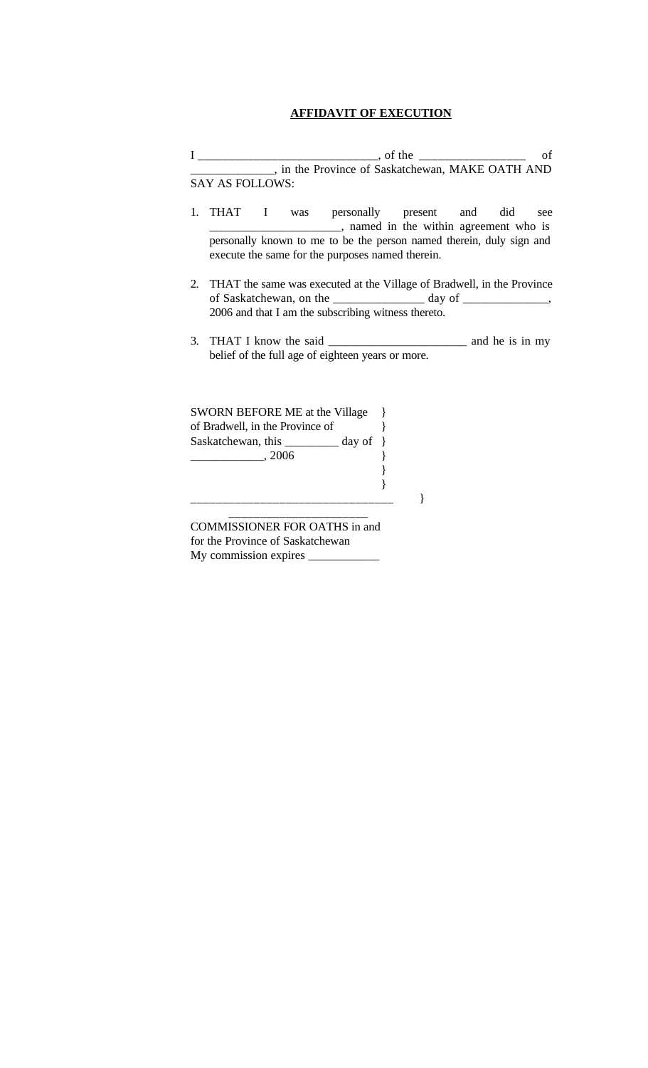**AFFIDAVIT OF EXECUTION**

I _____________________________, of the _________________ of _____________, in the Province of Saskatchewan, MAKE OATH AND SAY AS FOLLOWS:

1. THAT I was personally present and did see _____________________, named in the within agreement who is personally known to me to be the person named therein, duly sign and execute the same for the purposes named therein.

2. THAT the same was executed at the Village of Bradwell, in the Province of Saskatchewan, on the _______________ day of ______________, 2006 and that I am the subscribing witness thereto.

3. THAT I know the said _______________________ and he is in my belief of the full age of eighteen years or more.

SWORN BEFORE ME at the Village }
of Bradwell, in the Province of }
Saskatchewan, this _________ day of }
____________, 2006 }
}
}
_________________________________ }

_______________________
COMMISSIONER FOR OATHS in and
for the Province of Saskatchewan
My commission expires ____________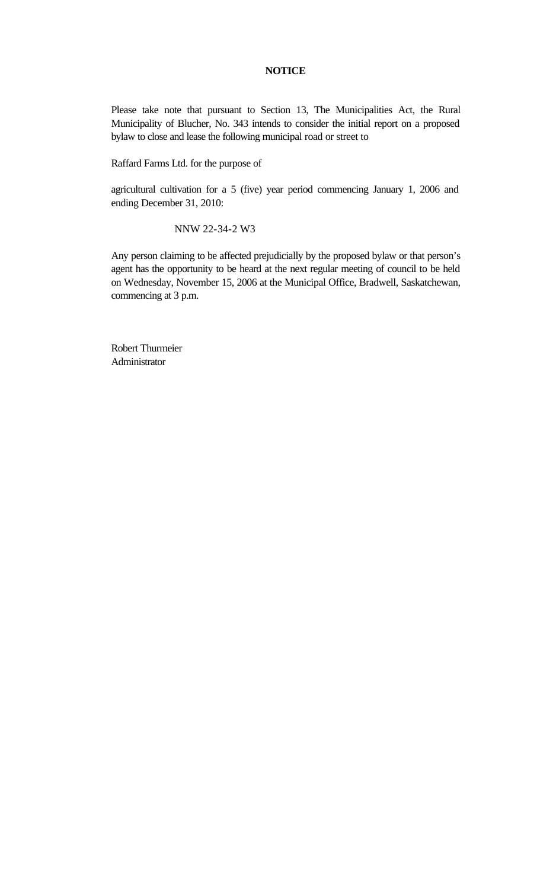**NOTICE**

Please take note that pursuant to Section 13, The Municipalities Act, the Rural Municipality of Blucher, No. 343 intends to consider the initial report on a proposed bylaw to close and lease the following municipal road or street to

Raffard Farms Ltd. for the purpose of

agricultural cultivation for a 5 (five) year period commencing January 1, 2006 and ending December 31, 2010:

NNW 22-34-2 W3

Any person claiming to be affected prejudicially by the proposed bylaw or that person's agent has the opportunity to be heard at the next regular meeting of council to be held on Wednesday, November 15, 2006 at the Municipal Office, Bradwell, Saskatchewan, commencing at 3 p.m.

Robert Thurmeier
Administrator